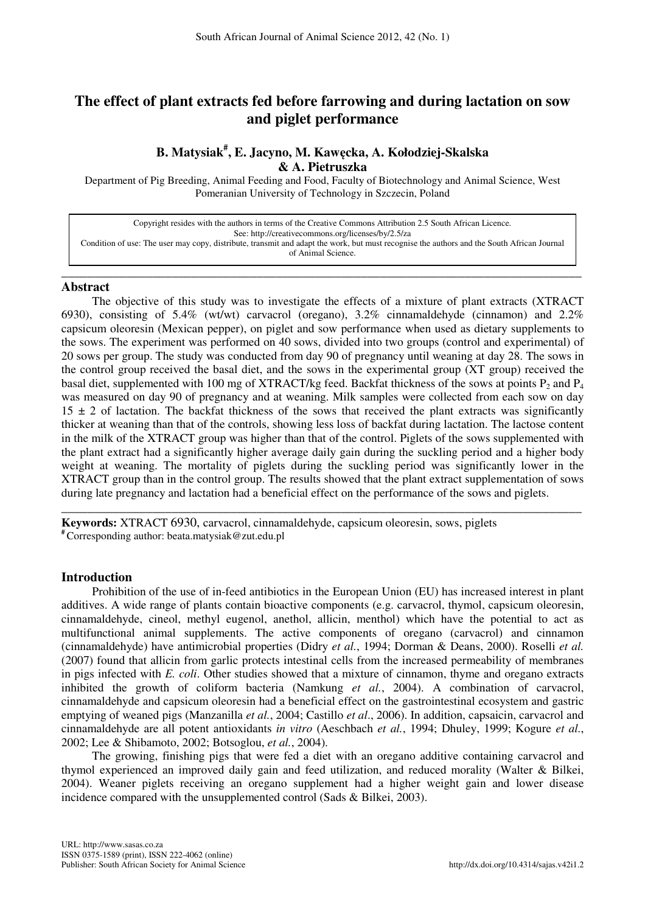# The effect of plant extracts fed before farrowing and during lactation on sow and piglet performance

**B. Matysiak[#], E. Jacyno, M. Kawęcka, A. Kołodziej-Skalska & A. Pietruszka**

Department of Pig Breeding, Animal Feeding and Food, Faculty of Biotechnology and Animal Science, West Pomeranian University of Technology in Szczecin, Poland

Copyright resides with the authors in terms of the Creative Commons Attribution 2.5 South African Licence.
See: http://creativecommons.org/licenses/by/2.5/za
Condition of use: The user may copy, distribute, transmit and adapt the work, but must recognise the authors and the South African Journal of Animal Science.

## Abstract

The objective of this study was to investigate the effects of a mixture of plant extracts (XTRACT 6930), consisting of 5.4% (wt/wt) carvacrol (oregano), 3.2% cinnamaldehyde (cinnamon) and 2.2% capsicum oleoresin (Mexican pepper), on piglet and sow performance when used as dietary supplements to the sows. The experiment was performed on 40 sows, divided into two groups (control and experimental) of 20 sows per group. The study was conducted from day 90 of pregnancy until weaning at day 28. The sows in the control group received the basal diet, and the sows in the experimental group (XT group) received the basal diet, supplemented with 100 mg of XTRACT/kg feed. Backfat thickness of the sows at points $P_2$ and $P_4$ was measured on day 90 of pregnancy and at weaning. Milk samples were collected from each sow on day $15 \pm 2$ of lactation. The backfat thickness of the sows that received the plant extracts was significantly thicker at weaning than that of the controls, showing less loss of backfat during lactation. The lactose content in the milk of the XTRACT group was higher than that of the control. Piglets of the sows supplemented with the plant extract had a significantly higher average daily gain during the suckling period and a higher body weight at weaning. The mortality of piglets during the suckling period was significantly lower in the XTRACT group than in the control group. The results showed that the plant extract supplementation of sows during late pregnancy and lactation had a beneficial effect on the performance of the sows and piglets.

**Keywords:** XTRACT 6930, carvacrol, cinnamaldehyde, capsicum oleoresin, sows, piglets

[#] Corresponding author: beata.matysiak@zut.edu.pl

## Introduction

Prohibition of the use of in-feed antibiotics in the European Union (EU) has increased interest in plant additives. A wide range of plants contain bioactive components (e.g. carvacrol, thymol, capsicum oleoresin, cinnamaldehyde, cineol, methyl eugenol, anethol, allicin, menthol) which have the potential to act as multifunctional animal supplements. The active components of oregano (carvacrol) and cinnamon (cinnamaldehyde) have antimicrobial properties (Didry *et al.*, 1994; Dorman & Deans, 2000). Roselli *et al.* (2007) found that allicin from garlic protects intestinal cells from the increased permeability of membranes in pigs infected with *E. coli*. Other studies showed that a mixture of cinnamon, thyme and oregano extracts inhibited the growth of coliform bacteria (Namkung *et al.*, 2004). A combination of carvacrol, cinnamaldehyde and capsicum oleoresin had a beneficial effect on the gastrointestinal ecosystem and gastric emptying of weaned pigs (Manzanilla *et al.*, 2004; Castillo *et al*., 2006). In addition, capsaicin, carvacrol and cinnamaldehyde are all potent antioxidants *in vitro* (Aeschbach *et al.*, 1994; Dhuley, 1999; Kogure *et al.*, 2002; Lee & Shibamoto, 2002; Botsoglou, *et al.*, 2004).

The growing, finishing pigs that were fed a diet with an oregano additive containing carvacrol and thymol experienced an improved daily gain and feed utilization, and reduced morality (Walter & Bilkei, 2004). Weaner piglets receiving an oregano supplement had a higher weight gain and lower disease incidence compared with the unsupplemented control (Sads & Bilkei, 2003).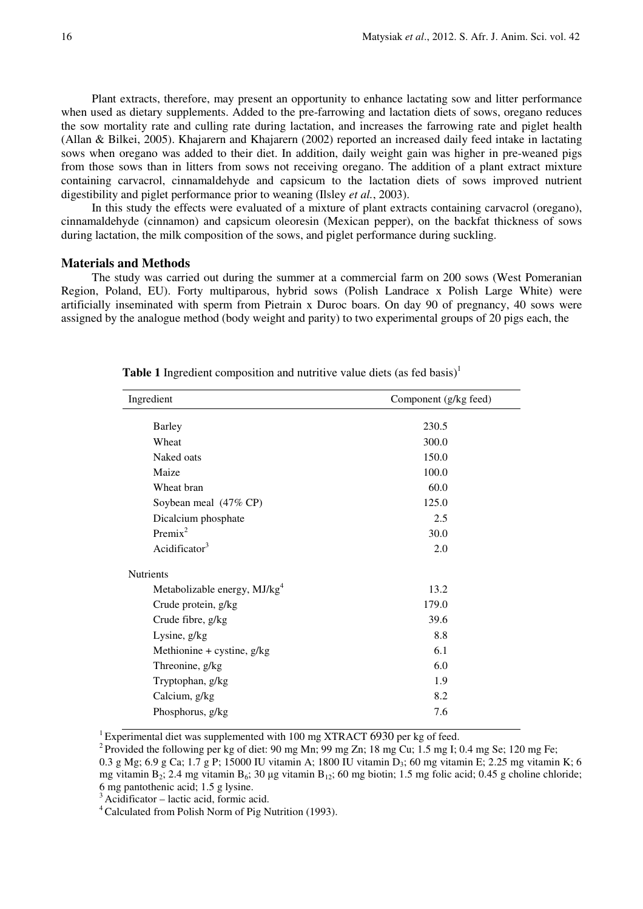Plant extracts, therefore, may present an opportunity to enhance lactating sow and litter performance when used as dietary supplements. Added to the pre-farrowing and lactation diets of sows, oregano reduces the sow mortality rate and culling rate during lactation, and increases the farrowing rate and piglet health (Allan & Bilkei, 2005). Khajarern and Khajarern (2002) reported an increased daily feed intake in lactating sows when oregano was added to their diet. In addition, daily weight gain was higher in pre-weaned pigs from those sows than in litters from sows not receiving oregano. The addition of a plant extract mixture containing carvacrol, cinnamaldehyde and capsicum to the lactation diets of sows improved nutrient digestibility and piglet performance prior to weaning (Ilsley *et al.*, 2003).

In this study the effects were evaluated of a mixture of plant extracts containing carvacrol (oregano), cinnamaldehyde (cinnamon) and capsicum oleoresin (Mexican pepper), on the backfat thickness of sows during lactation, the milk composition of the sows, and piglet performance during suckling.

## Materials and Methods

The study was carried out during the summer at a commercial farm on 200 sows (West Pomeranian Region, Poland, EU). Forty multiparous, hybrid sows (Polish Landrace x Polish Large White) were artificially inseminated with sperm from Pietrain x Duroc boars. On day 90 of pregnancy, 40 sows were assigned by the analogue method (body weight and parity) to two experimental groups of 20 pigs each, the

**Table 1** Ingredient composition and nutritive value diets (as fed basis)[1]

| Ingredient | Component (g/kg feed) |
|---|---|
| Barley | 230.5 |
| Wheat | 300.0 |
| Naked oats | 150.0 |
| Maize | 100.0 |
| Wheat bran | 60.0 |
| Soybean meal (47% CP) | 125.0 |
| Dicalcium phosphate | 2.5 |
| Premix[2] | 30.0 |
| Acidificator[3] | 2.0 |
| **Nutrients** | |
| Metabolizable energy, MJ/kg[4] | 13.2 |
| Crude protein, g/kg | 179.0 |
| Crude fibre, g/kg | 39.6 |
| Lysine, g/kg | 8.8 |
| Methionine + cystine, g/kg | 6.1 |
| Threonine, g/kg | 6.0 |
| Tryptophan, g/kg | 1.9 |
| Calcium, g/kg | 8.2 |
| Phosphorus, g/kg | 7.6 |

[1] Experimental diet was supplemented with 100 mg XTRACT 6930 per kg of feed.

[2] Provided the following per kg of diet: 90 mg Mn; 99 mg Zn; 18 mg Cu; 1.5 mg I; 0.4 mg Se; 120 mg Fe; 0.3 g Mg; 6.9 g Ca; 1.7 g P; 15000 IU vitamin A; 1800 IU vitamin $D_3$; 60 mg vitamin E; 2.25 mg vitamin K; 6 mg vitamin $B_2$; 2.4 mg vitamin $B_6$; 30 µg vitamin $B_{12}$; 60 mg biotin; 1.5 mg folic acid; 0.45 g choline chloride; 6 mg pantothenic acid; 1.5 g lysine.

[3] Acidificator – lactic acid, formic acid.

[4] Calculated from Polish Norm of Pig Nutrition (1993).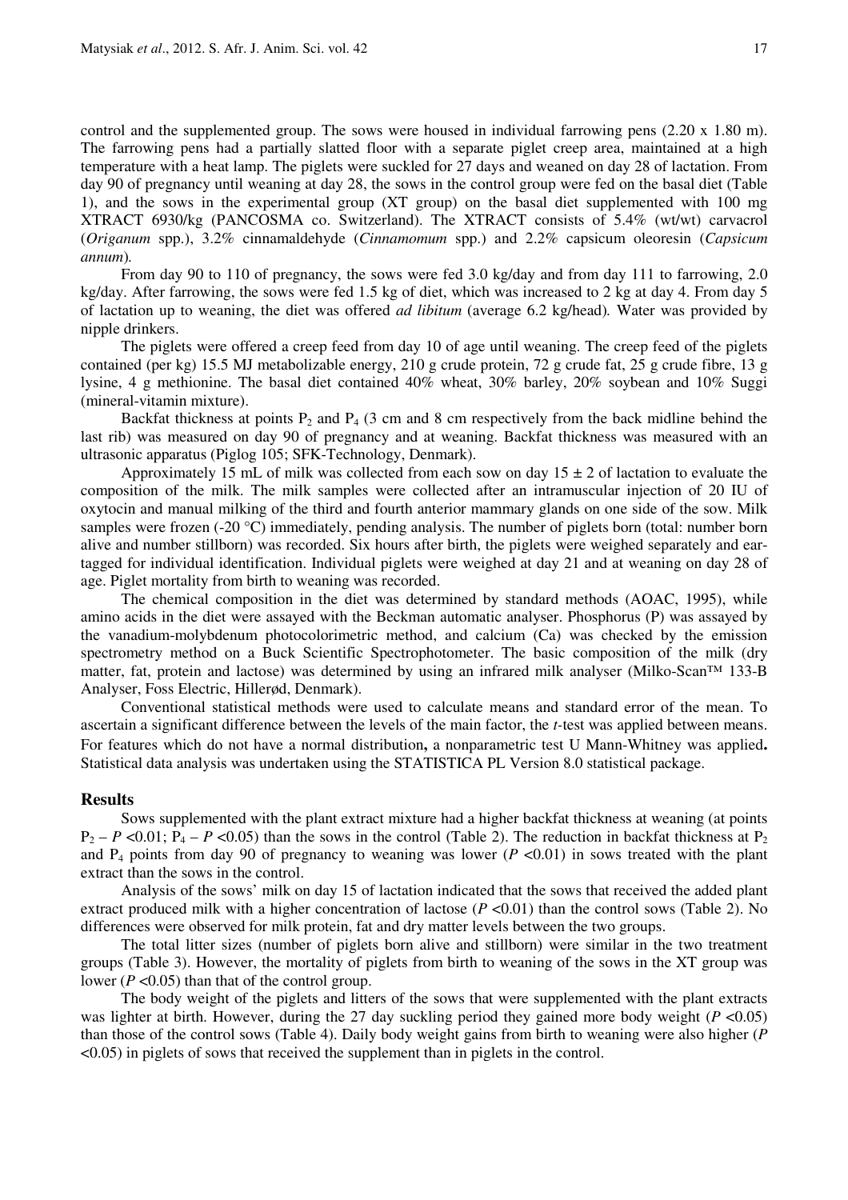control and the supplemented group. The sows were housed in individual farrowing pens (2.20 x 1.80 m). The farrowing pens had a partially slatted floor with a separate piglet creep area, maintained at a high temperature with a heat lamp. The piglets were suckled for 27 days and weaned on day 28 of lactation. From day 90 of pregnancy until weaning at day 28, the sows in the control group were fed on the basal diet (Table 1), and the sows in the experimental group (XT group) on the basal diet supplemented with 100 mg XTRACT 6930/kg (PANCOSMA co. Switzerland). The XTRACT consists of 5.4% (wt/wt) carvacrol (*Origanum* spp.), 3.2% cinnamaldehyde (*Cinnamomum* spp.) and 2.2% capsicum oleoresin (*Capsicum annum*).

From day 90 to 110 of pregnancy, the sows were fed 3.0 kg/day and from day 111 to farrowing, 2.0 kg/day. After farrowing, the sows were fed 1.5 kg of diet, which was increased to 2 kg at day 4. From day 5 of lactation up to weaning, the diet was offered *ad libitum* (average 6.2 kg/head). Water was provided by nipple drinkers.

The piglets were offered a creep feed from day 10 of age until weaning. The creep feed of the piglets contained (per kg) 15.5 MJ metabolizable energy, 210 g crude protein, 72 g crude fat, 25 g crude fibre, 13 g lysine, 4 g methionine. The basal diet contained 40% wheat, 30% barley, 20% soybean and 10% Suggi (mineral-vitamin mixture).

Backfat thickness at points $P_2$ and $P_4$ (3 cm and 8 cm respectively from the back midline behind the last rib) was measured on day 90 of pregnancy and at weaning. Backfat thickness was measured with an ultrasonic apparatus (Piglog 105; SFK-Technology, Denmark).

Approximately 15 mL of milk was collected from each sow on day 15 ± 2 of lactation to evaluate the composition of the milk. The milk samples were collected after an intramuscular injection of 20 IU of oxytocin and manual milking of the third and fourth anterior mammary glands on one side of the sow. Milk samples were frozen (-20 °C) immediately, pending analysis. The number of piglets born (total: number born alive and number stillborn) was recorded. Six hours after birth, the piglets were weighed separately and ear-tagged for individual identification. Individual piglets were weighed at day 21 and at weaning on day 28 of age. Piglet mortality from birth to weaning was recorded.

The chemical composition in the diet was determined by standard methods (AOAC, 1995), while amino acids in the diet were assayed with the Beckman automatic analyser. Phosphorus (P) was assayed by the vanadium-molybdenum photocolorimetric method, and calcium (Ca) was checked by the emission spectrometry method on a Buck Scientific Spectrophotometer. The basic composition of the milk (dry matter, fat, protein and lactose) was determined by using an infrared milk analyser (Milko-Scan™ 133-B Analyser, Foss Electric, Hillerød, Denmark).

Conventional statistical methods were used to calculate means and standard error of the mean. To ascertain a significant difference between the levels of the main factor, the *t*-test was applied between means. For features which do not have a normal distribution**,** a nonparametric test U Mann-Whitney was applied**.** Statistical data analysis was undertaken using the STATISTICA PL Version 8.0 statistical package.

## Results

Sows supplemented with the plant extract mixture had a higher backfat thickness at weaning (at points $P_2$ – $P < 0.01$; $P_4$ – $P < 0.05$) than the sows in the control (Table 2). The reduction in backfat thickness at $P_2$ and $P_4$ points from day 90 of pregnancy to weaning was lower ($P < 0.01$) in sows treated with the plant extract than the sows in the control.

Analysis of the sows' milk on day 15 of lactation indicated that the sows that received the added plant extract produced milk with a higher concentration of lactose ($P < 0.01$) than the control sows (Table 2). No differences were observed for milk protein, fat and dry matter levels between the two groups.

The total litter sizes (number of piglets born alive and stillborn) were similar in the two treatment groups (Table 3). However, the mortality of piglets from birth to weaning of the sows in the XT group was lower ($P < 0.05$) than that of the control group.

The body weight of the piglets and litters of the sows that were supplemented with the plant extracts was lighter at birth. However, during the 27 day suckling period they gained more body weight ($P < 0.05$) than those of the control sows (Table 4). Daily body weight gains from birth to weaning were also higher ($P < 0.05$) in piglets of sows that received the supplement than in piglets in the control.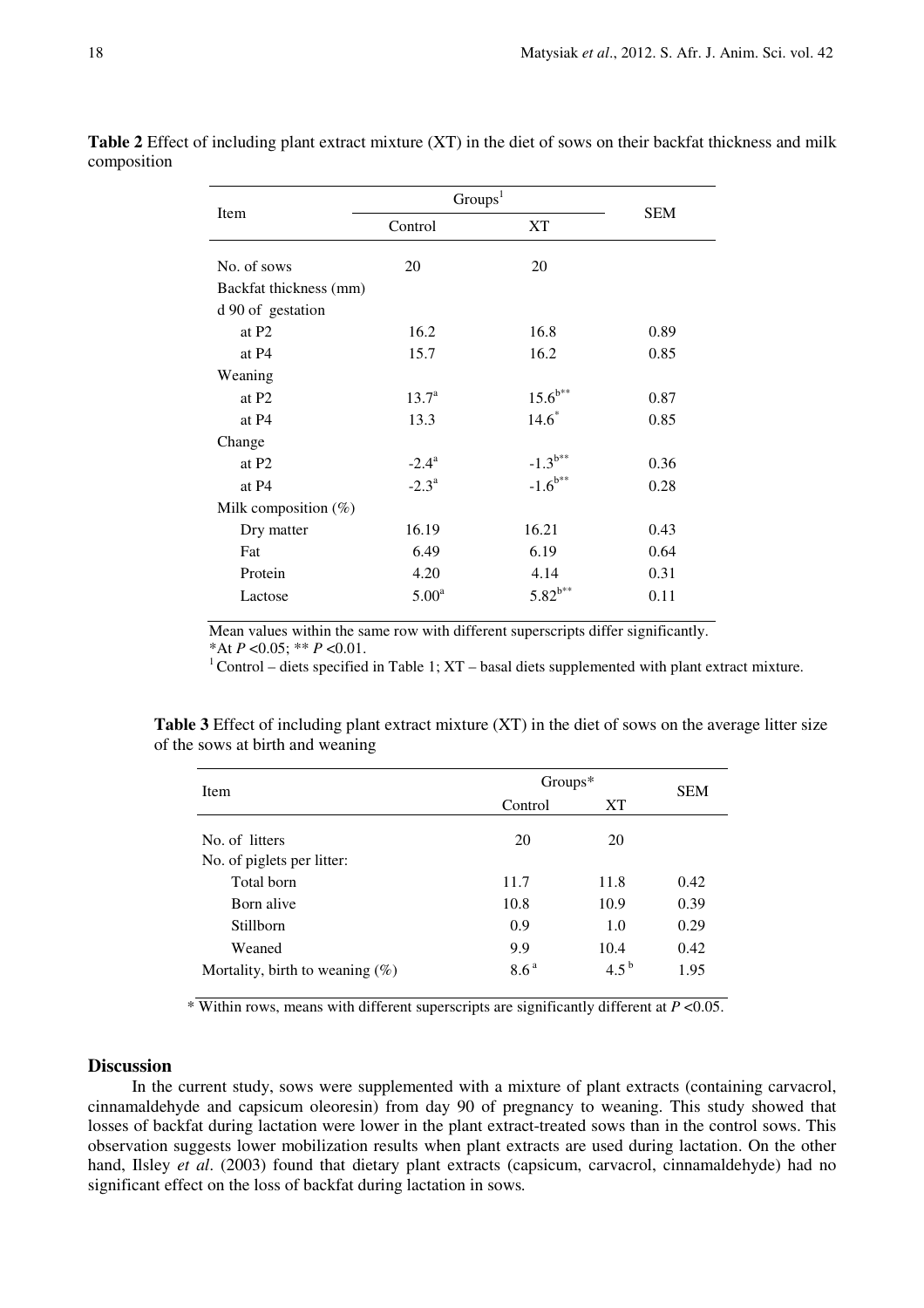**Table 2** Effect of including plant extract mixture (XT) in the diet of sows on their backfat thickness and milk composition

| Item | Groups[1] | | SEM |
|---|---|---|---|
| | Control | XT | |
| No. of sows | 20 | 20 | |
| Backfat thickness (mm) | | | |
| d 90 of gestation | | | |
| at P2 | 16.2 | 16.8 | 0.89 |
| at P4 | 15.7 | 16.2 | 0.85 |
| Weaning | | | |
| at P2 | 13.7[a] | 15.6[b**] | 0.87 |
| at P4 | 13.3 | 14.6[*] | 0.85 |
| Change | | | |
| at P2 | -2.4[a] | -1.3[b**] | 0.36 |
| at P4 | -2.3[a] | -1.6[b**] | 0.28 |
| Milk composition (%) | | | |
| Dry matter | 16.19 | 16.21 | 0.43 |
| Fat | 6.49 | 6.19 | 0.64 |
| Protein | 4.20 | 4.14 | 0.31 |
| Lactose | 5.00[a] | 5.82[b**] | 0.11 |

Mean values within the same row with different superscripts differ significantly.
*At $P$ <0.05; ** $P$ <0.01.
[1] Control – diets specified in Table 1; XT – basal diets supplemented with plant extract mixture.

**Table 3** Effect of including plant extract mixture (XT) in the diet of sows on the average litter size of the sows at birth and weaning

| Item | Groups* | | SEM |
|---|---|---|---|
| | Control | XT | |
| No. of litters | 20 | 20 | |
| No. of piglets per litter: | | | |
| Total born | 11.7 | 11.8 | 0.42 |
| Born alive | 10.8 | 10.9 | 0.39 |
| Stillborn | 0.9 | 1.0 | 0.29 |
| Weaned | 9.9 | 10.4 | 0.42 |
| Mortality, birth to weaning (%) | 8.6[a] | 4.5[b] | 1.95 |

\* Within rows, means with different superscripts are significantly different at $P$ <0.05.

## Discussion

In the current study, sows were supplemented with a mixture of plant extracts (containing carvacrol, cinnamaldehyde and capsicum oleoresin) from day 90 of pregnancy to weaning. This study showed that losses of backfat during lactation were lower in the plant extract-treated sows than in the control sows. This observation suggests lower mobilization results when plant extracts are used during lactation. On the other hand, Ilsley *et al*. (2003) found that dietary plant extracts (capsicum, carvacrol, cinnamaldehyde) had no significant effect on the loss of backfat during lactation in sows.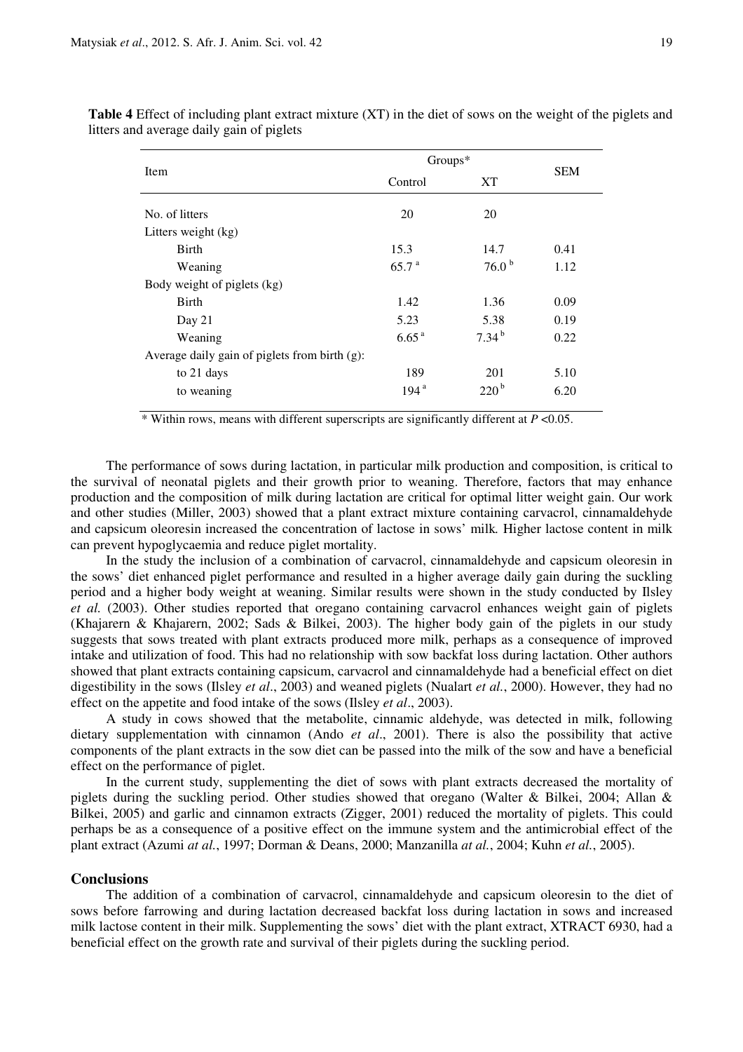**Table 4** Effect of including plant extract mixture (XT) in the diet of sows on the weight of the piglets and litters and average daily gain of piglets

| Item | Groups* | | SEM |
|---|---|---|---|
| | Control | XT | |
| No. of litters | 20 | 20 | |
| Litters weight (kg) | | | |
| Birth | 15.3 | 14.7 | 0.41 |
| Weaning | 65.7 [a] | 76.0 [b] | 1.12 |
| Body weight of piglets (kg) | | | |
| Birth | 1.42 | 1.36 | 0.09 |
| Day 21 | 5.23 | 5.38 | 0.19 |
| Weaning | 6.65 [a] | 7.34 [b] | 0.22 |
| Average daily gain of piglets from birth (g): | | | |
| to 21 days | 189 | 201 | 5.10 |
| to weaning | 194 [a] | 220 [b] | 6.20 |

\* Within rows, means with different superscripts are significantly different at $P$ <0.05.

The performance of sows during lactation, in particular milk production and composition, is critical to the survival of neonatal piglets and their growth prior to weaning. Therefore, factors that may enhance production and the composition of milk during lactation are critical for optimal litter weight gain. Our work and other studies (Miller, 2003) showed that a plant extract mixture containing carvacrol, cinnamaldehyde and capsicum oleoresin increased the concentration of lactose in sows' milk*.* Higher lactose content in milk can prevent hypoglycaemia and reduce piglet mortality.

In the study the inclusion of a combination of carvacrol, cinnamaldehyde and capsicum oleoresin in the sows' diet enhanced piglet performance and resulted in a higher average daily gain during the suckling period and a higher body weight at weaning. Similar results were shown in the study conducted by Ilsley *et al.* (2003). Other studies reported that oregano containing carvacrol enhances weight gain of piglets (Khajarern & Khajarern, 2002; Sads & Bilkei, 2003). The higher body gain of the piglets in our study suggests that sows treated with plant extracts produced more milk, perhaps as a consequence of improved intake and utilization of food. This had no relationship with sow backfat loss during lactation. Other authors showed that plant extracts containing capsicum, carvacrol and cinnamaldehyde had a beneficial effect on diet digestibility in the sows (Ilsley *et al*., 2003) and weaned piglets (Nualart *et al.*, 2000). However, they had no effect on the appetite and food intake of the sows (Ilsley *et al*., 2003).

A study in cows showed that the metabolite, cinnamic aldehyde, was detected in milk, following dietary supplementation with cinnamon (Ando *et al*., 2001). There is also the possibility that active components of the plant extracts in the sow diet can be passed into the milk of the sow and have a beneficial effect on the performance of piglet.

In the current study, supplementing the diet of sows with plant extracts decreased the mortality of piglets during the suckling period. Other studies showed that oregano (Walter & Bilkei, 2004; Allan & Bilkei, 2005) and garlic and cinnamon extracts (Zigger, 2001) reduced the mortality of piglets. This could perhaps be as a consequence of a positive effect on the immune system and the antimicrobial effect of the plant extract (Azumi *at al.*, 1997; Dorman & Deans, 2000; Manzanilla *at al.*, 2004; Kuhn *et al.*, 2005).

## Conclusions

The addition of a combination of carvacrol, cinnamaldehyde and capsicum oleoresin to the diet of sows before farrowing and during lactation decreased backfat loss during lactation in sows and increased milk lactose content in their milk. Supplementing the sows' diet with the plant extract, XTRACT 6930, had a beneficial effect on the growth rate and survival of their piglets during the suckling period.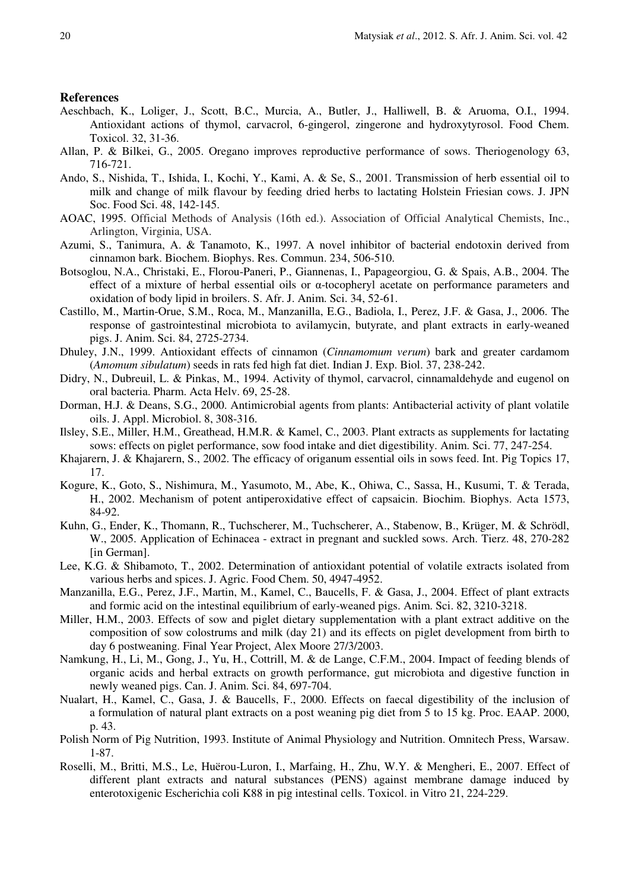## References

Aeschbach, K., Loliger, J., Scott, B.C., Murcia, A., Butler, J., Halliwell, B. & Aruoma, O.I., 1994. Antioxidant actions of thymol, carvacrol, 6-gingerol, zingerone and hydroxytyrosol. Food Chem. Toxicol. 32, 31-36.

Allan, P. & Bilkei, G., 2005. Oregano improves reproductive performance of sows. Theriogenology 63, 716-721.

Ando, S., Nishida, T., Ishida, I., Kochi, Y., Kami, A. & Se, S., 2001. Transmission of herb essential oil to milk and change of milk flavour by feeding dried herbs to lactating Holstein Friesian cows. J. JPN Soc. Food Sci. 48, 142-145.

AOAC, 1995. Official Methods of Analysis (16th ed.). Association of Official Analytical Chemists, Inc., Arlington, Virginia, USA.

Azumi, S., Tanimura, A. & Tanamoto, K., 1997. A novel inhibitor of bacterial endotoxin derived from cinnamon bark. Biochem. Biophys. Res. Commun. 234, 506-510.

Botsoglou, N.A., Christaki, E., Florou-Paneri, P., Giannenas, I., Papageorgiou, G. & Spais, A.B., 2004. The effect of a mixture of herbal essential oils or α-tocopheryl acetate on performance parameters and oxidation of body lipid in broilers. S. Afr. J. Anim. Sci. 34, 52-61.

Castillo, M., Martin-Orue, S.M., Roca, M., Manzanilla, E.G., Badiola, I., Perez, J.F. & Gasa, J., 2006. The response of gastrointestinal microbiota to avilamycin, butyrate, and plant extracts in early-weaned pigs. J. Anim. Sci. 84, 2725-2734.

Dhuley, J.N., 1999. Antioxidant effects of cinnamon (*Cinnamomum verum*) bark and greater cardamom (*Amomum sibulatum*) seeds in rats fed high fat diet. Indian J. Exp. Biol. 37, 238-242.

Didry, N., Dubreuil, L. & Pinkas, M., 1994. Activity of thymol, carvacrol, cinnamaldehyde and eugenol on oral bacteria. Pharm. Acta Helv. 69, 25-28.

Dorman, H.J. & Deans, S.G., 2000. Antimicrobial agents from plants: Antibacterial activity of plant volatile oils. J. Appl. Microbiol. 8, 308-316.

Ilsley, S.E., Miller, H.M., Greathead, H.M.R. & Kamel, C., 2003. Plant extracts as supplements for lactating sows: effects on piglet performance, sow food intake and diet digestibility. Anim. Sci. 77, 247-254.

Khajarern, J. & Khajarern, S., 2002. The efficacy of origanum essential oils in sows feed. Int. Pig Topics 17, 17.

Kogure, K., Goto, S., Nishimura, M., Yasumoto, M., Abe, K., Ohiwa, C., Sassa, H., Kusumi, T. & Terada, H., 2002. Mechanism of potent antiperoxidative effect of capsaicin. Biochim. Biophys. Acta 1573, 84-92.

Kuhn, G., Ender, K., Thomann, R., Tuchscherer, M., Tuchscherer, A., Stabenow, B., Krüger, M. & Schrödl, W., 2005. Application of Echinacea - extract in pregnant and suckled sows. Arch. Tierz. 48, 270-282 [in German].

Lee, K.G. & Shibamoto, T., 2002. Determination of antioxidant potential of volatile extracts isolated from various herbs and spices. J. Agric. Food Chem. 50, 4947-4952.

Manzanilla, E.G., Perez, J.F., Martin, M., Kamel, C., Baucells, F. & Gasa, J., 2004. Effect of plant extracts and formic acid on the intestinal equilibrium of early-weaned pigs. Anim. Sci. 82, 3210-3218.

Miller, H.M., 2003. Effects of sow and piglet dietary supplementation with a plant extract additive on the composition of sow colostrums and milk (day 21) and its effects on piglet development from birth to day 6 postweaning. Final Year Project, Alex Moore 27/3/2003.

Namkung, H., Li, M., Gong, J., Yu, H., Cottrill, M. & de Lange, C.F.M., 2004. Impact of feeding blends of organic acids and herbal extracts on growth performance, gut microbiota and digestive function in newly weaned pigs. Can. J. Anim. Sci. 84, 697-704.

Nualart, H., Kamel, C., Gasa, J. & Baucells, F., 2000. Effects on faecal digestibility of the inclusion of a formulation of natural plant extracts on a post weaning pig diet from 5 to 15 kg. Proc. EAAP. 2000, p. 43.

Polish Norm of Pig Nutrition, 1993. Institute of Animal Physiology and Nutrition. Omnitech Press, Warsaw. 1-87.

Roselli, M., Britti, M.S., Le, Huërou-Luron, I., Marfaing, H., Zhu, W.Y. & Mengheri, E., 2007. Effect of different plant extracts and natural substances (PENS) against membrane damage induced by enterotoxigenic Escherichia coli K88 in pig intestinal cells. Toxicol. in Vitro 21, 224-229.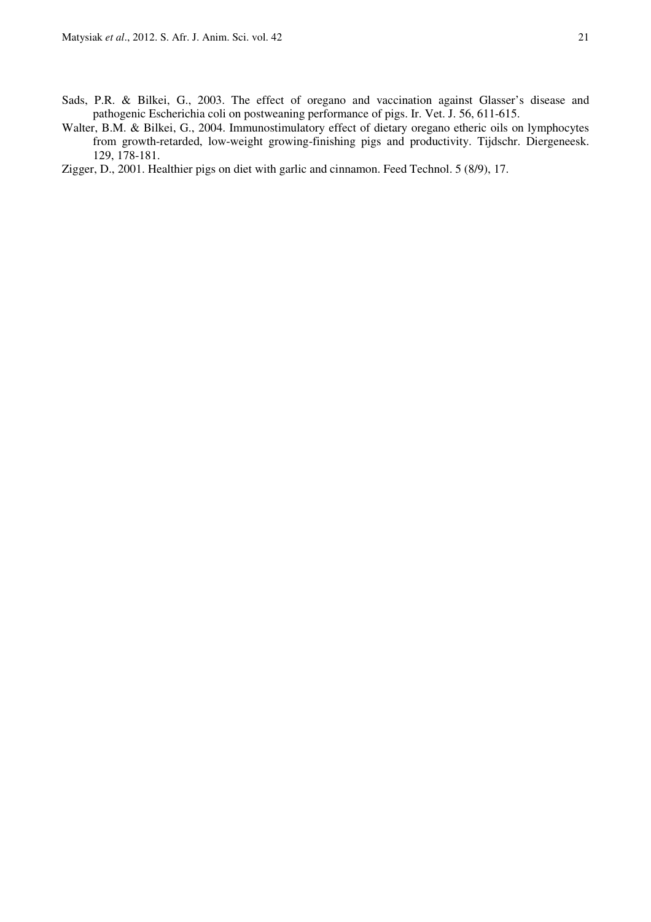Sads, P.R. & Bilkei, G., 2003. The effect of oregano and vaccination against Glasser's disease and pathogenic Escherichia coli on postweaning performance of pigs. Ir. Vet. J. 56, 611-615.

Walter, B.M. & Bilkei, G., 2004. Immunostimulatory effect of dietary oregano etheric oils on lymphocytes from growth-retarded, low-weight growing-finishing pigs and productivity. Tijdschr. Diergeneesk. 129, 178-181.

Zigger, D., 2001. Healthier pigs on diet with garlic and cinnamon. Feed Technol. 5 (8/9), 17.